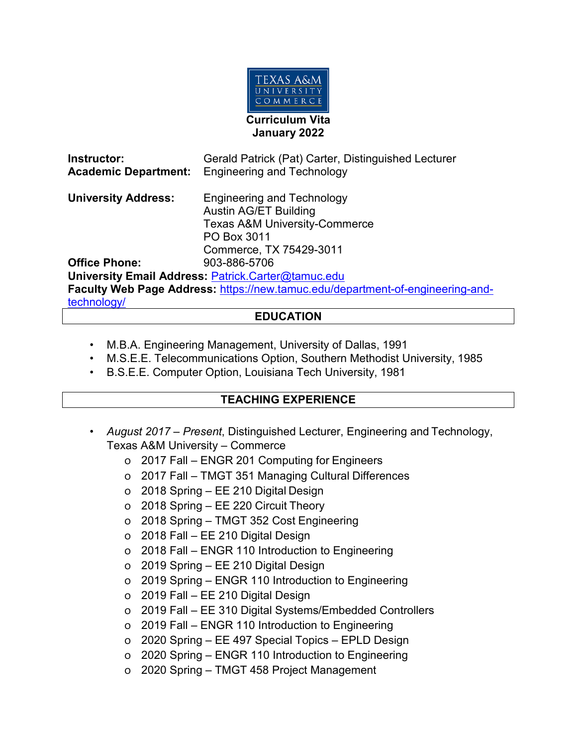TEXAS A&M UNIVERSITY COMMERCE

# Curriculum Vita
## January 2022

**Instructor:** Gerald Patrick (Pat) Carter, Distinguished Lecturer
**Academic Department:** Engineering and Technology

**University Address:** Engineering and Technology
Austin AG/ET Building
Texas A&M University-Commerce
PO Box 3011
Commerce, TX 75429-3011

**Office Phone:** 903-886-5706
**University Email Address:** Patrick.Carter@tamuc.edu
**Faculty Web Page Address:** https://new.tamuc.edu/department-of-engineering-and-technology/

## EDUCATION

- M.B.A. Engineering Management, University of Dallas, 1991
- M.S.E.E. Telecommunications Option, Southern Methodist University, 1985
- B.S.E.E. Computer Option, Louisiana Tech University, 1981

## TEACHING EXPERIENCE

- *August 2017 – Present*, Distinguished Lecturer, Engineering and Technology, Texas A&M University – Commerce
  - 2017 Fall – ENGR 201 Computing for Engineers
  - 2017 Fall – TMGT 351 Managing Cultural Differences
  - 2018 Spring – EE 210 Digital Design
  - 2018 Spring – EE 220 Circuit Theory
  - 2018 Spring – TMGT 352 Cost Engineering
  - 2018 Fall – EE 210 Digital Design
  - 2018 Fall – ENGR 110 Introduction to Engineering
  - 2019 Spring – EE 210 Digital Design
  - 2019 Spring – ENGR 110 Introduction to Engineering
  - 2019 Fall – EE 210 Digital Design
  - 2019 Fall – EE 310 Digital Systems/Embedded Controllers
  - 2019 Fall – ENGR 110 Introduction to Engineering
  - 2020 Spring – EE 497 Special Topics – EPLD Design
  - 2020 Spring – ENGR 110 Introduction to Engineering
  - 2020 Spring – TMGT 458 Project Management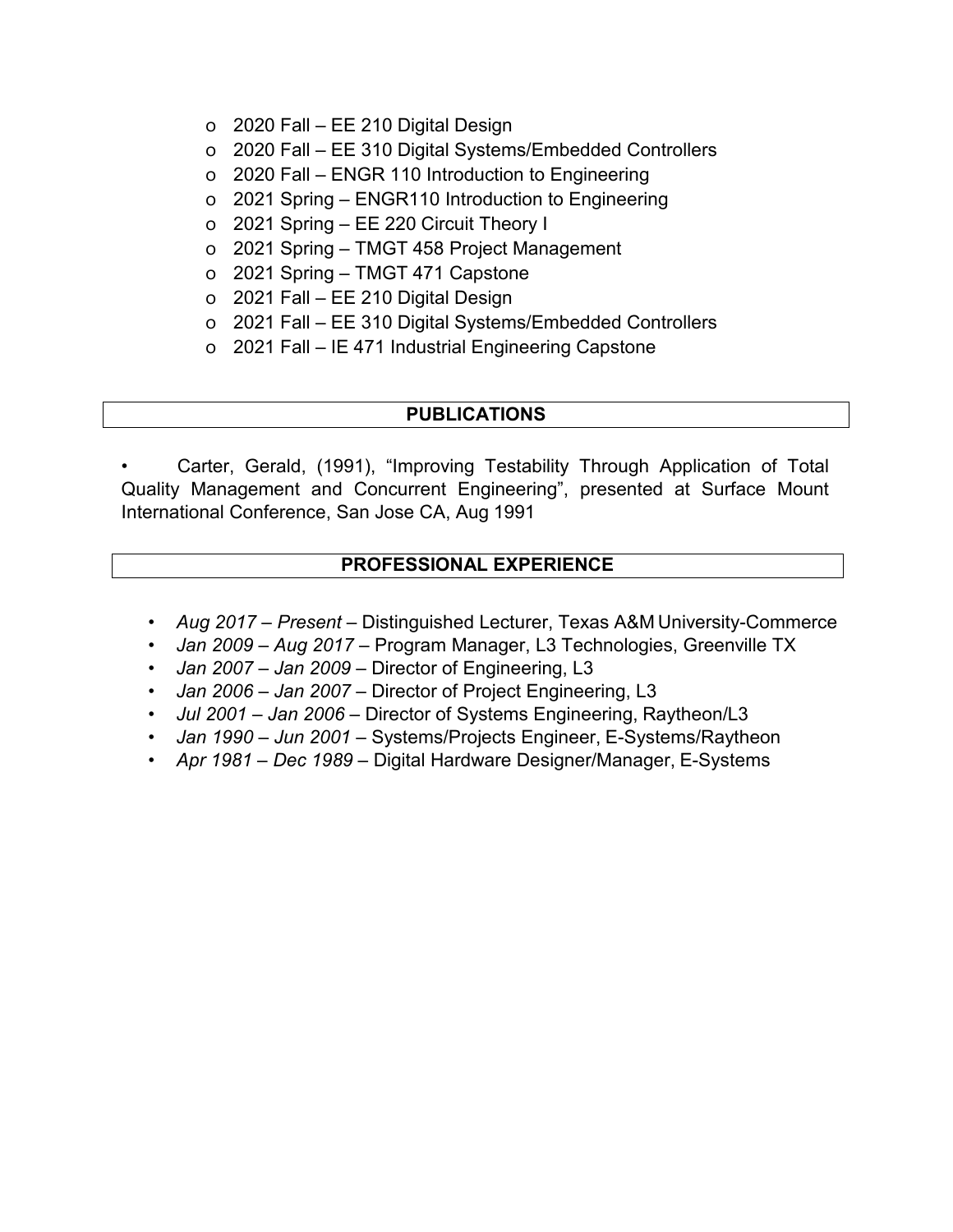- 2020 Fall – EE 210 Digital Design
- 2020 Fall – EE 310 Digital Systems/Embedded Controllers
- 2020 Fall – ENGR 110 Introduction to Engineering
- 2021 Spring – ENGR110 Introduction to Engineering
- 2021 Spring – EE 220 Circuit Theory I
- 2021 Spring – TMGT 458 Project Management
- 2021 Spring – TMGT 471 Capstone
- 2021 Fall – EE 210 Digital Design
- 2021 Fall – EE 310 Digital Systems/Embedded Controllers
- 2021 Fall – IE 471 Industrial Engineering Capstone

## PUBLICATIONS

- Carter, Gerald, (1991), "Improving Testability Through Application of Total Quality Management and Concurrent Engineering", presented at Surface Mount International Conference, San Jose CA, Aug 1991

## PROFESSIONAL EXPERIENCE

- *Aug 2017 – Present* – Distinguished Lecturer, Texas A&M University-Commerce
- *Jan 2009 – Aug 2017* – Program Manager, L3 Technologies, Greenville TX
- *Jan 2007 – Jan 2009* – Director of Engineering, L3
- *Jan 2006 – Jan 2007* – Director of Project Engineering, L3
- *Jul 2001 – Jan 2006* – Director of Systems Engineering, Raytheon/L3
- *Jan 1990 – Jun 2001* – Systems/Projects Engineer, E-Systems/Raytheon
- *Apr 1981 – Dec 1989* – Digital Hardware Designer/Manager, E-Systems